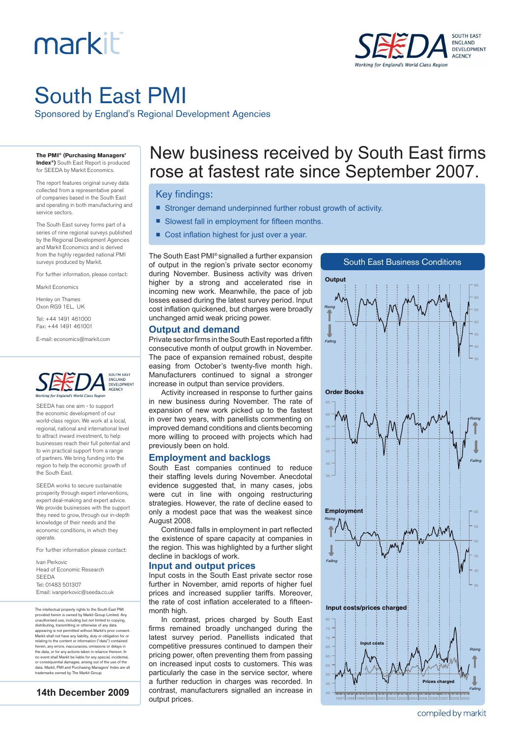# South East PMI

Sponsored by England's Regional Development Agencies

**The PMI® (Purchasing Managers' Index®)** South East Report is produced for SEEDA by Markit Economics.

The report features original survey data collected from a representative panel of companies based in the South East and operating in both manufacturing and service sectors.

The South East survey forms part of a series of nine regional surveys published by the Regional Development Agencies and Markit Economics and is derived from the highly regarded national PMI surveys produced by Markit.

For further information, please contact:

Markit Economics

Henley on Thames
Oxon RG9 1EL, UK

Tel: +44 1491 461000
Fax: +44 1491 461001

E-mail: economics@markit.com

SEEDA has one aim - to support the economic development of our world-class region. We work at a local, regional, national and international level to attract inward investment, to help businesses reach their full potential and to win practical support from a range of partners. We bring funding into the region to help the economic growth of the South East.

SEEDA works to secure sustainable prosperity through expert interventions, expert deal-making and expert advice. We provide businesses with the support they need to grow, through our in-depth knowledge of their needs and the economic conditions, in which they operate.

For further information please contact:

Ivan Perkovic
Head of Economic Research
SEEDA
Tel: 01483 501307
Email: ivanperkovic@seeda.co.uk

The intellectual property rights to the South East PMI provided herein is owned by Markit Group Limited. Any unauthorised use, including but not limited to copying, distributing, transmitting or otherwise of any data appearing is not permitted without Markit's prior consent. Markit shall not have any liability, duty or obligation for or relating to the content or information ("data") contained herein, any errors, inaccuracies, omissions or delays in the data, or for any actions taken in reliance thereon. In no event shall Markit be liable for any special, incidental, or consequential damages, arising out of the use of the data. Markit, PMI and Purchasing Managers' Index are all trademarks owned by The Markit Group.

**14th December 2009**

## New business received by South East firms rose at fastest rate since September 2007.

### Key findings:

- Stronger demand underpinned further robust growth of activity.
- Slowest fall in employment for fifteen months.
- Cost inflation highest for just over a year.

The South East PMI® signalled a further expansion of output in the region's private sector economy during November. Business activity was driven higher by a strong and accelerated rise in incoming new work. Meanwhile, the pace of job losses eased during the latest survey period. Input cost inflation quickened, but charges were broadly unchanged amid weak pricing power.

### Output and demand

Private sector firms in the South East reported a fifth consecutive month of output growth in November. The pace of expansion remained robust, despite easing from October's twenty-five month high. Manufacturers continued to signal a stronger increase in output than service providers.

Activity increased in response to further gains in new business during November. The rate of expansion of new work picked up to the fastest in over two years, with panellists commenting on improved demand conditions and clients becoming more willing to proceed with projects which had previously been on hold.

### Employment and backlogs

South East companies continued to reduce their staffing levels during November. Anecdotal evidence suggested that, in many cases, jobs were cut in line with ongoing restructuring strategies. However, the rate of decline eased to only a modest pace that was the weakest since August 2008.

Continued falls in employment in part reflected the existence of spare capacity at companies in the region. This was highlighted by a further slight decline in backlogs of work.

### Input and output prices

Input costs in the South East private sector rose further in November, amid reports of higher fuel prices and increased supplier tariffs. Moreover, the rate of cost inflation accelerated to a fifteen-month high.

In contrast, prices charged by South East firms remained broadly unchanged during the latest survey period. Panellists indicated that competitive pressures continued to dampen their pricing power, often preventing them from passing on increased input costs to customers. This was particularly the case in the service sector, where a further reduction in charges was recorded. In contrast, manufacturers signalled an increase in output prices.

South East Business Conditions

Output

Order Books

Employment

Input costs/prices charged

compiled by markit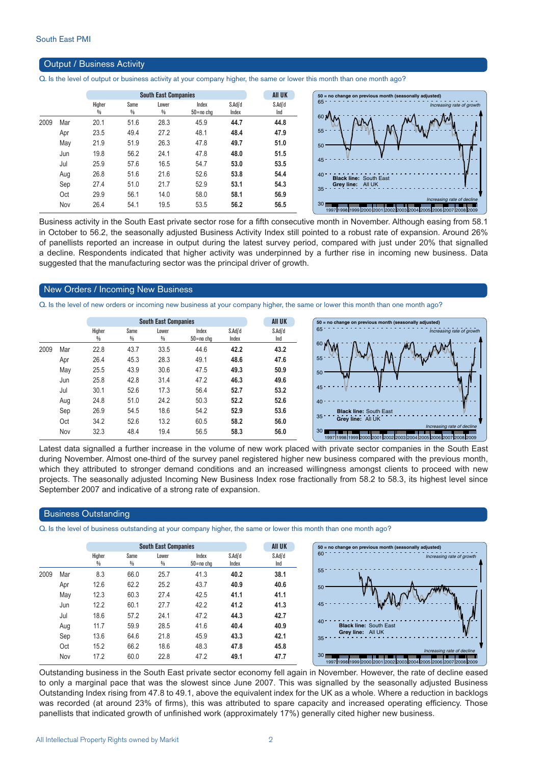## Output / Business Activity

Q. Is the level of output or business activity at your company higher, the same or lower this month than one month ago?

| | | South East Companies | | | | | All UK |
|---|---|---|---|---|---|---|---|
| | | Higher % | Same % | Lower % | Index 50=no chg | S.Adj'd Index | S.Adj'd Ind |
| 2009 | Mar | 20.1 | 51.6 | 28.3 | 45.9 | **44.7** | **44.8** |
| | Apr | 23.5 | 49.4 | 27.2 | 48.1 | **48.4** | **47.9** |
| | May | 21.9 | 51.9 | 26.3 | 47.8 | **49.7** | **51.0** |
| | Jun | 19.8 | 56.2 | 24.1 | 47.8 | **48.0** | **51.5** |
| | Jul | 25.9 | 57.6 | 16.5 | 54.7 | **53.0** | **53.5** |
| | Aug | 26.8 | 51.6 | 21.6 | 52.6 | **53.8** | **54.4** |
| | Sep | 27.4 | 51.0 | 21.7 | 52.9 | **53.1** | **54.3** |
| | Oct | 29.9 | 56.1 | 14.0 | 58.0 | **58.1** | **56.9** |
| | Nov | 26.4 | 54.1 | 19.5 | 53.5 | **56.2** | **56.5** |

Business activity in the South East private sector rose for a fifth consecutive month in November. Although easing from 58.1 in October to 56.2, the seasonally adjusted Business Activity Index still pointed to a robust rate of expansion. Around 26% of panellists reported an increase in output during the latest survey period, compared with just under 20% that signalled a decline. Respondents indicated that higher activity was underpinned by a further rise in incoming new business. Data suggested that the manufacturing sector was the principal driver of growth.

## New Orders / Incoming New Business

Q. Is the level of new orders or incoming new business at your company higher, the same or lower this month than one month ago?

| | | South East Companies | | | | | All UK |
|---|---|---|---|---|---|---|---|
| | | Higher % | Same % | Lower % | Index 50=no chg | S.Adj'd Index | S.Adj'd Ind |
| 2009 | Mar | 22.8 | 43.7 | 33.5 | 44.6 | **42.2** | **43.2** |
| | Apr | 26.4 | 45.3 | 28.3 | 49.1 | **48.6** | **47.6** |
| | May | 25.5 | 43.9 | 30.6 | 47.5 | **49.3** | **50.9** |
| | Jun | 25.8 | 42.8 | 31.4 | 47.2 | **46.3** | **49.6** |
| | Jul | 30.1 | 52.6 | 17.3 | 56.4 | **52.7** | **53.2** |
| | Aug | 24.8 | 51.0 | 24.2 | 50.3 | **52.2** | **52.6** |
| | Sep | 26.9 | 54.5 | 18.6 | 54.2 | **52.9** | **53.6** |
| | Oct | 34.2 | 52.6 | 13.2 | 60.5 | **58.2** | **56.0** |
| | Nov | 32.3 | 48.4 | 19.4 | 56.5 | **58.3** | **56.0** |

Latest data signalled a further increase in the volume of new work placed with private sector companies in the South East during November. Almost one-third of the survey panel registered higher new business compared with the previous month, which they attributed to stronger demand conditions and an increased willingness amongst clients to proceed with new projects. The seasonally adjusted Incoming New Business Index rose fractionally from 58.2 to 58.3, its highest level since September 2007 and indicative of a strong rate of expansion.

## Business Outstanding

Q. Is the level of business outstanding at your company higher, the same or lower this month than one month ago?

| | | South East Companies | | | | | All UK |
|---|---|---|---|---|---|---|---|
| | | Higher % | Same % | Lower % | Index 50=no chg | S.Adj'd Index | S.Adj'd Ind |
| 2009 | Mar | 8.3 | 66.0 | 25.7 | 41.3 | **40.2** | **38.1** |
| | Apr | 12.6 | 62.2 | 25.2 | 43.7 | **40.9** | **40.6** |
| | May | 12.3 | 60.3 | 27.4 | 42.5 | **41.1** | **41.1** |
| | Jun | 12.2 | 60.1 | 27.7 | 42.2 | **41.2** | **41.3** |
| | Jul | 18.6 | 57.2 | 24.1 | 47.2 | **44.3** | **42.7** |
| | Aug | 11.7 | 59.9 | 28.5 | 41.6 | **40.4** | **40.9** |
| | Sep | 13.6 | 64.6 | 21.8 | 45.9 | **43.3** | **42.1** |
| | Oct | 15.2 | 66.2 | 18.6 | 48.3 | **47.8** | **45.8** |
| | Nov | 17.2 | 60.0 | 22.8 | 47.2 | **49.1** | **47.7** |

Outstanding business in the South East private sector economy fell again in November. However, the rate of decline eased to only a marginal pace that was the slowest since June 2007. This was signalled by the seasonally adjusted Business Outstanding Index rising from 47.8 to 49.1, above the equivalent index for the UK as a whole. Where a reduction in backlogs was recorded (at around 23% of firms), this was attributed to spare capacity and increased operating efficiency. Those panellists that indicated growth of unfinished work (approximately 17%) generally cited higher new business.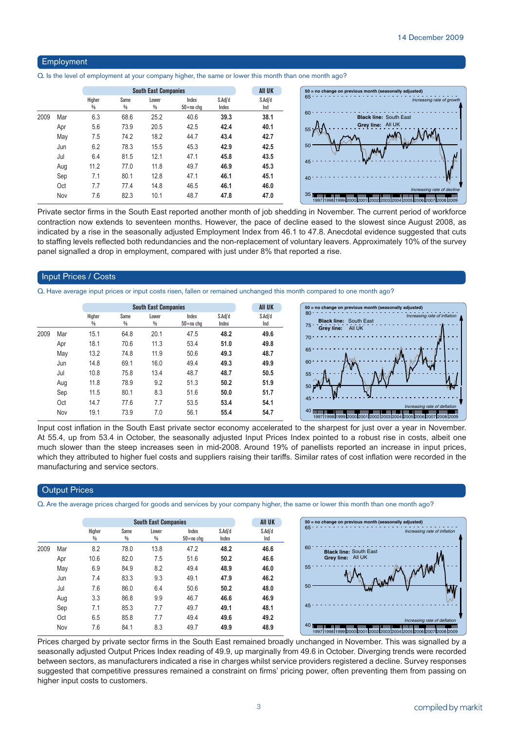## Employment

Q. Is the level of employment at your company higher, the same or lower this month than one month ago?

| | | South East Companies | | | | | All UK |
|---|---|---|---|---|---|---|---|
| | | Higher % | Same % | Lower % | Index 50=no chg | S.Adj'd Index | S.Adj'd Ind |
| 2009 | Mar | 6.3 | 68.6 | 25.2 | 40.6 | **39.3** | **38.1** |
| | Apr | 5.6 | 73.9 | 20.5 | 42.5 | **42.4** | **40.1** |
| | May | 7.5 | 74.2 | 18.2 | 44.7 | **43.4** | **42.7** |
| | Jun | 6.2 | 78.3 | 15.5 | 45.3 | **42.9** | **42.5** |
| | Jul | 6.4 | 81.5 | 12.1 | 47.1 | **45.8** | **43.5** |
| | Aug | 11.2 | 77.0 | 11.8 | 49.7 | **46.9** | **45.3** |
| | Sep | 7.1 | 80.1 | 12.8 | 47.1 | **46.1** | **45.1** |
| | Oct | 7.7 | 77.4 | 14.8 | 46.5 | **46.1** | **46.0** |
| | Nov | 7.6 | 82.3 | 10.1 | 48.7 | **47.8** | **47.0** |

Private sector firms in the South East reported another month of job shedding in November. The current period of workforce contraction now extends to seventeen months. However, the pace of decline eased to the slowest since August 2008, as indicated by a rise in the seasonally adjusted Employment Index from 46.1 to 47.8. Anecdotal evidence suggested that cuts to staffing levels reflected both redundancies and the non-replacement of voluntary leavers. Approximately 10% of the survey panel signalled a drop in employment, compared with just under 8% that reported a rise.

## Input Prices / Costs

Q. Have average input prices or input costs risen, fallen or remained unchanged this month compared to one month ago?

| | | South East Companies | | | | | All UK |
|---|---|---|---|---|---|---|---|
| | | Higher % | Same % | Lower % | Index 50=no chg | S.Adj'd Index | S.Adj'd Ind |
| 2009 | Mar | 15.1 | 64.8 | 20.1 | 47.5 | **48.2** | **49.6** |
| | Apr | 18.1 | 70.6 | 11.3 | 53.4 | **51.0** | **49.8** |
| | May | 13.2 | 74.8 | 11.9 | 50.6 | **49.3** | **48.7** |
| | Jun | 14.8 | 69.1 | 16.0 | 49.4 | **49.3** | **49.9** |
| | Jul | 10.8 | 75.8 | 13.4 | 48.7 | **48.7** | **50.5** |
| | Aug | 11.8 | 78.9 | 9.2 | 51.3 | **50.2** | **51.9** |
| | Sep | 11.5 | 80.1 | 8.3 | 51.6 | **50.0** | **51.7** |
| | Oct | 14.7 | 77.6 | 7.7 | 53.5 | **53.4** | **54.1** |
| | Nov | 19.1 | 73.9 | 7.0 | 56.1 | **55.4** | **54.7** |

Input cost inflation in the South East private sector economy accelerated to the sharpest for just over a year in November. At 55.4, up from 53.4 in October, the seasonally adjusted Input Prices Index pointed to a robust rise in costs, albeit one much slower than the steep increases seen in mid-2008. Around 19% of panellists reported an increase in input prices, which they attributed to higher fuel costs and suppliers raising their tariffs. Similar rates of cost inflation were recorded in the manufacturing and service sectors.

## Output Prices

Q. Are the average prices charged for goods and services by your company higher, the same or lower this month than one month ago?

| | | South East Companies | | | | | All UK |
|---|---|---|---|---|---|---|---|
| | | Higher % | Same % | Lower % | Index 50=no chg | S.Adj'd Index | S.Adj'd Ind |
| 2009 | Mar | 8.2 | 78.0 | 13.8 | 47.2 | **48.2** | **46.6** |
| | Apr | 10.6 | 82.0 | 7.5 | 51.6 | **50.2** | **46.6** |
| | May | 6.9 | 84.9 | 8.2 | 49.4 | **48.9** | **46.0** |
| | Jun | 7.4 | 83.3 | 9.3 | 49.1 | **47.9** | **46.2** |
| | Jul | 7.6 | 86.0 | 6.4 | 50.6 | **50.2** | **48.0** |
| | Aug | 3.3 | 86.8 | 9.9 | 46.7 | **46.6** | **46.9** |
| | Sep | 7.1 | 85.3 | 7.7 | 49.7 | **49.1** | **48.1** |
| | Oct | 6.5 | 85.8 | 7.7 | 49.4 | **49.6** | **49.2** |
| | Nov | 7.6 | 84.1 | 8.3 | 49.7 | **49.9** | **48.9** |

Prices charged by private sector firms in the South East remained broadly unchanged in November. This was signalled by a seasonally adjusted Output Prices Index reading of 49.9, up marginally from 49.6 in October. Diverging trends were recorded between sectors, as manufacturers indicated a rise in charges whilst service providers registered a decline. Survey responses suggested that competitive pressures remained a constraint on firms' pricing power, often preventing them from passing on higher input costs to customers.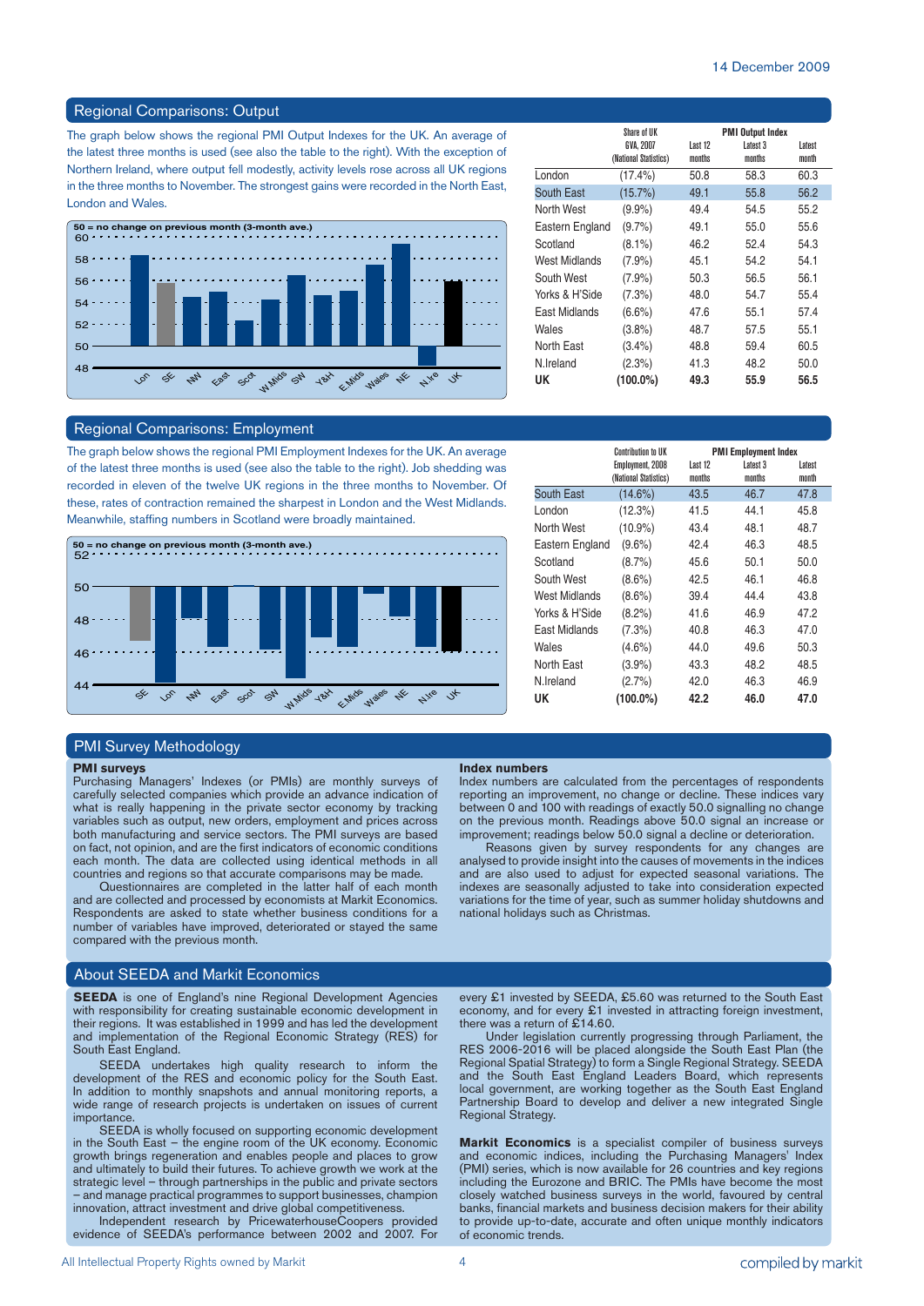14 December 2009

## Regional Comparisons: Output

The graph below shows the regional PMI Output Indexes for the UK. An average of the latest three months is used (see also the table to the right). With the exception of Northern Ireland, where output fell modestly, activity levels rose across all UK regions in the three months to November. The strongest gains were recorded in the North East, London and Wales.

50 = no change on previous month (3-month ave.)

60
58
56
54
52
50
48

Lon SE NW East Scot W.Mids SW Y&H E.Mids Wales NE N.Ire UK

| | Share of UK GVA, 2007 (National Statistics) | PMI Output Index | | |
|---|---|---|---|---|
| | | Last 12 months | Latest 3 months | Latest month |
| London | (17.4%) | 50.8 | 58.3 | 60.3 |
| South East | (15.7%) | 49.1 | 55.8 | 56.2 |
| North West | (9.9%) | 49.4 | 54.5 | 55.2 |
| Eastern England | (9.7%) | 49.1 | 55.0 | 55.6 |
| Scotland | (8.1%) | 46.2 | 52.4 | 54.3 |
| West Midlands | (7.9%) | 45.1 | 54.2 | 54.1 |
| South West | (7.9%) | 50.3 | 56.5 | 56.1 |
| Yorks & H'Side | (7.3%) | 48.0 | 54.7 | 55.4 |
| East Midlands | (6.6%) | 47.6 | 55.1 | 57.4 |
| Wales | (3.8%) | 48.7 | 57.5 | 55.1 |
| North East | (3.4%) | 48.8 | 59.4 | 60.5 |
| N.Ireland | (2.3%) | 41.3 | 48.2 | 50.0 |
| **UK** | **(100.0%)** | **49.3** | **55.9** | **56.5** |

## Regional Comparisons: Employment

The graph below shows the regional PMI Employment Indexes for the UK. An average of the latest three months is used (see also the table to the right). Job shedding was recorded in eleven of the twelve UK regions in the three months to November. Of these, rates of contraction remained the sharpest in London and the West Midlands. Meanwhile, staffing numbers in Scotland were broadly maintained.

50 = no change on previous month (3-month ave.)

52
50
48
46
44

SE Lon NW East Scot SW W.Mids Y&H E.Mids Wales NE N.Ire UK

| | Contribution to UK Employment, 2008 (National Statistics) | PMI Employment Index | | |
|---|---|---|---|---|
| | | Last 12 months | Latest 3 months | Latest month |
| South East | (14.6%) | 43.5 | 46.7 | 47.8 |
| London | (12.3%) | 41.5 | 44.1 | 45.8 |
| North West | (10.9%) | 43.4 | 48.1 | 48.7 |
| Eastern England | (9.6%) | 42.4 | 46.3 | 48.5 |
| Scotland | (8.7%) | 45.6 | 50.1 | 50.0 |
| South West | (8.6%) | 42.5 | 46.1 | 46.8 |
| West Midlands | (8.6%) | 39.4 | 44.4 | 43.8 |
| Yorks & H'Side | (8.2%) | 41.6 | 46.9 | 47.2 |
| East Midlands | (7.3%) | 40.8 | 46.3 | 47.0 |
| Wales | (4.6%) | 44.0 | 49.6 | 50.3 |
| North East | (3.9%) | 43.3 | 48.2 | 48.5 |
| N.Ireland | (2.7%) | 42.0 | 46.3 | 46.9 |
| **UK** | **(100.0%)** | **42.2** | **46.0** | **47.0** |

## PMI Survey Methodology

### PMI surveys

Purchasing Managers' Indexes (or PMIs) are monthly surveys of carefully selected companies which provide an advance indication of what is really happening in the private sector economy by tracking variables such as output, new orders, employment and prices across both manufacturing and service sectors. The PMI surveys are based on fact, not opinion, and are the first indicators of economic conditions each month. The data are collected using identical methods in all countries and regions so that accurate comparisons may be made.

Questionnaires are completed in the latter half of each month and are collected and processed by economists at Markit Economics. Respondents are asked to state whether business conditions for a number of variables have improved, deteriorated or stayed the same compared with the previous month.

### Index numbers

Index numbers are calculated from the percentages of respondents reporting an improvement, no change or decline. These indices vary between 0 and 100 with readings of exactly 50.0 signalling no change on the previous month. Readings above 50.0 signal an increase or improvement; readings below 50.0 signal a decline or deterioration.

Reasons given by survey respondents for any changes are analysed to provide insight into the causes of movements in the indices and are also used to adjust for expected seasonal variations. The indexes are seasonally adjusted to take into consideration expected variations for the time of year, such as summer holiday shutdowns and national holidays such as Christmas.

## About SEEDA and Markit Economics

**SEEDA** is one of England's nine Regional Development Agencies with responsibility for creating sustainable economic development in their regions. It was established in 1999 and has led the development and implementation of the Regional Economic Strategy (RES) for South East England.

SEEDA undertakes high quality research to inform the development of the RES and economic policy for the South East. In addition to monthly snapshots and annual monitoring reports, a wide range of research projects is undertaken on issues of current importance.

SEEDA is wholly focused on supporting economic development in the South East – the engine room of the UK economy. Economic growth brings regeneration and enables people and places to grow and ultimately to build their futures. To achieve growth we work at the strategic level – through partnerships in the public and private sectors – and manage practical programmes to support businesses, champion innovation, attract investment and drive global competitiveness.

Independent research by PricewaterhouseCoopers provided evidence of SEEDA's performance between 2002 and 2007. For every £1 invested by SEEDA, £5.60 was returned to the South East economy, and for every £1 invested in attracting foreign investment, there was a return of £14.60.

Under legislation currently progressing through Parliament, the RES 2006-2016 will be placed alongside the South East Plan (the Regional Spatial Strategy) to form a Single Regional Strategy. SEEDA and the South East England Leaders Board, which represents local government, are working together as the South East England Partnership Board to develop and deliver a new integrated Single Regional Strategy.

**Markit Economics** is a specialist compiler of business surveys and economic indices, including the Purchasing Managers' Index (PMI) series, which is now available for 26 countries and key regions including the Eurozone and BRIC. The PMIs have become the most closely watched business surveys in the world, favoured by central banks, financial markets and business decision makers for their ability to provide up-to-date, accurate and often unique monthly indicators of economic trends.

All Intellectual Property Rights owned by Markit

compiled by markit